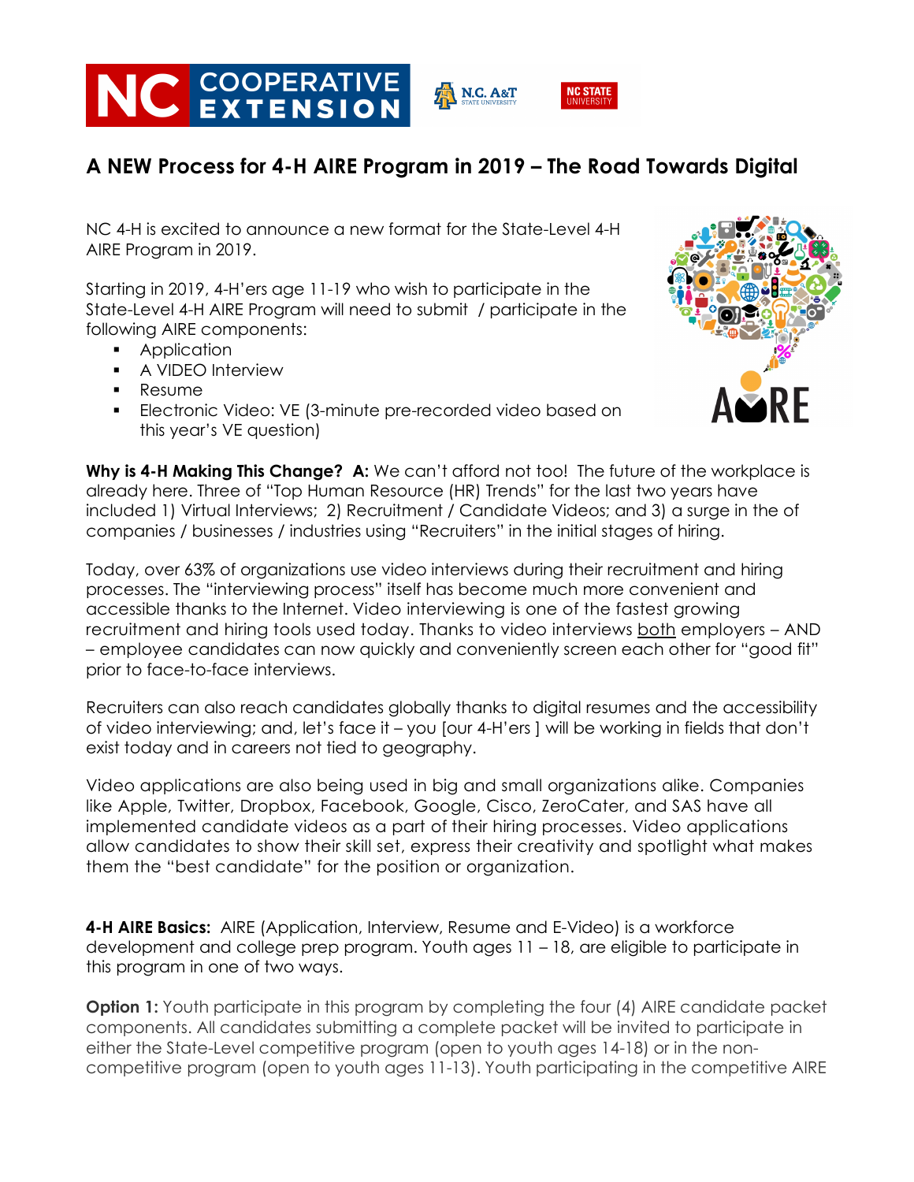# A NEW Process for 4-H AIRE Program in 2019 – The Road Towards Digital

NC 4-H is excited to announce a new format for the State-Level 4-H AIRE Program in 2019.

Starting in 2019, 4-H'ers age 11-19 who wish to participate in the State-Level 4-H AIRE Program will need to submit / participate in the following AIRE components:

- Application
- A VIDEO Interview
- Resume
- Electronic Video: VE (3-minute pre-recorded video based on this year's VE question)

**Why is 4-H Making This Change? A:** We can't afford not too! The future of the workplace is already here. Three of "Top Human Resource (HR) Trends" for the last two years have included 1) Virtual Interviews; 2) Recruitment / Candidate Videos; and 3) a surge in the of companies / businesses / industries using "Recruiters" in the initial stages of hiring.

Today, over 63% of organizations use video interviews during their recruitment and hiring processes. The "interviewing process" itself has become much more convenient and accessible thanks to the Internet. Video interviewing is one of the fastest growing recruitment and hiring tools used today. Thanks to video interviews both employers – AND – employee candidates can now quickly and conveniently screen each other for "good fit" prior to face-to-face interviews.

Recruiters can also reach candidates globally thanks to digital resumes and the accessibility of video interviewing; and, let's face it – you [our 4-H'ers ] will be working in fields that don't exist today and in careers not tied to geography.

Video applications are also being used in big and small organizations alike. Companies like Apple, Twitter, Dropbox, Facebook, Google, Cisco, ZeroCater, and SAS have all implemented candidate videos as a part of their hiring processes. Video applications allow candidates to show their skill set, express their creativity and spotlight what makes them the "best candidate" for the position or organization.

**4-H AIRE Basics:** AIRE (Application, Interview, Resume and E-Video) is a workforce development and college prep program. Youth ages 11 – 18, are eligible to participate in this program in one of two ways.

**Option 1:** Youth participate in this program by completing the four (4) AIRE candidate packet components. All candidates submitting a complete packet will be invited to participate in either the State-Level competitive program (open to youth ages 14-18) or in the non-competitive program (open to youth ages 11-13). Youth participating in the competitive AIRE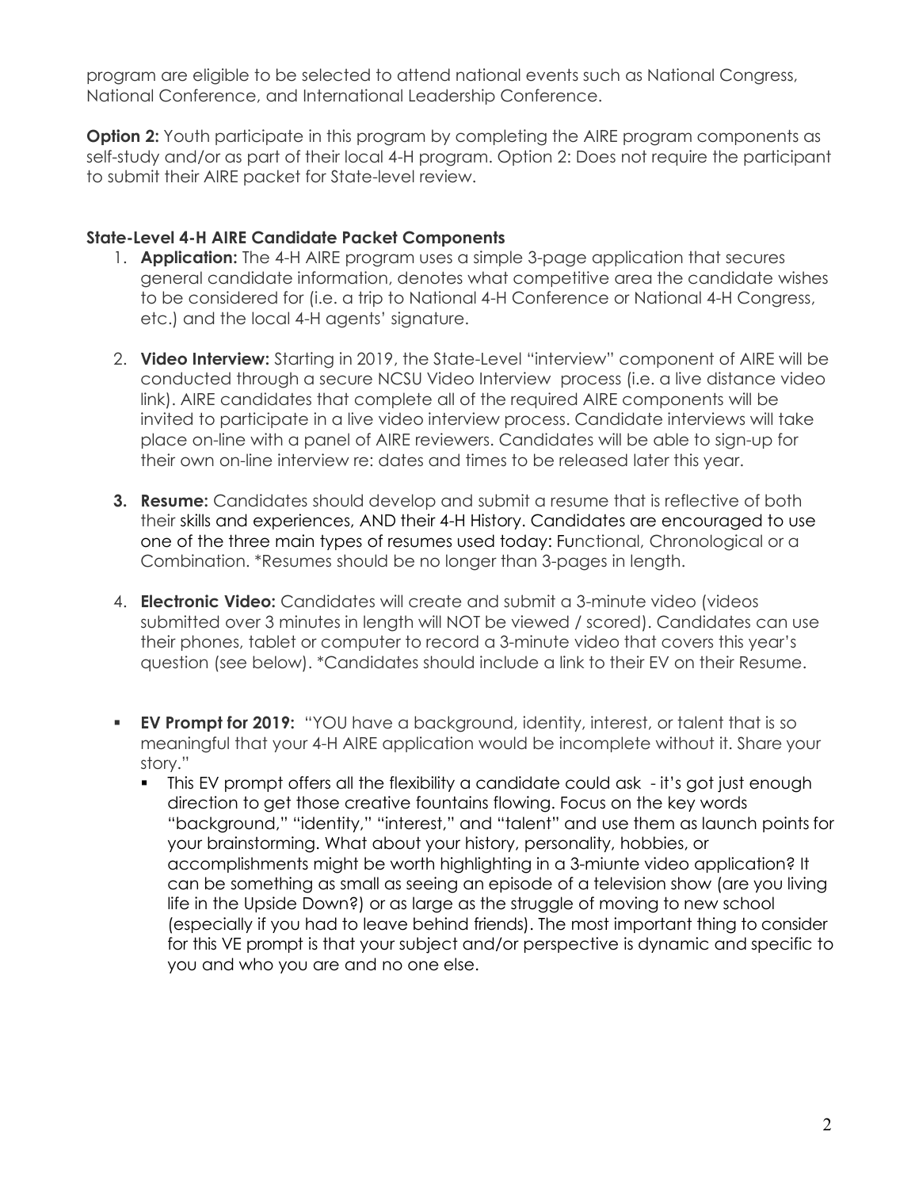program are eligible to be selected to attend national events such as National Congress, National Conference, and International Leadership Conference.

**Option 2:** Youth participate in this program by completing the AIRE program components as self-study and/or as part of their local 4-H program. Option 2: Does not require the participant to submit their AIRE packet for State-level review.

**State-Level 4-H AIRE Candidate Packet Components**

1. **Application:** The 4-H AIRE program uses a simple 3-page application that secures general candidate information, denotes what competitive area the candidate wishes to be considered for (i.e. a trip to National 4-H Conference or National 4-H Congress, etc.) and the local 4-H agents' signature.

2. **Video Interview:** Starting in 2019, the State-Level "interview" component of AIRE will be conducted through a secure NCSU Video Interview process (i.e. a live distance video link). AIRE candidates that complete all of the required AIRE components will be invited to participate in a live video interview process. Candidate interviews will take place on-line with a panel of AIRE reviewers. Candidates will be able to sign-up for their own on-line interview re: dates and times to be released later this year.

3. **Resume:** Candidates should develop and submit a resume that is reflective of both their skills and experiences, AND their 4-H History. Candidates are encouraged to use one of the three main types of resumes used today: Functional, Chronological or a Combination. *Resumes should be no longer than 3-pages in length.

4. **Electronic Video:** Candidates will create and submit a 3-minute video (videos submitted over 3 minutes in length will NOT be viewed / scored). Candidates can use their phones, tablet or computer to record a 3-minute video that covers this year's question (see below). *Candidates should include a link to their EV on their Resume.

- **EV Prompt for 2019:** "YOU have a background, identity, interest, or talent that is so meaningful that your 4-H AIRE application would be incomplete without it. Share your story."
  - This EV prompt offers all the flexibility a candidate could ask - it's got just enough direction to get those creative fountains flowing. Focus on the key words "background," "identity," "interest," and "talent" and use them as launch points for your brainstorming. What about your history, personality, hobbies, or accomplishments might be worth highlighting in a 3-miunte video application? It can be something as small as seeing an episode of a television show (are you living life in the Upside Down?) or as large as the struggle of moving to new school (especially if you had to leave behind friends). The most important thing to consider for this VE prompt is that your subject and/or perspective is dynamic and specific to you and who you are and no one else.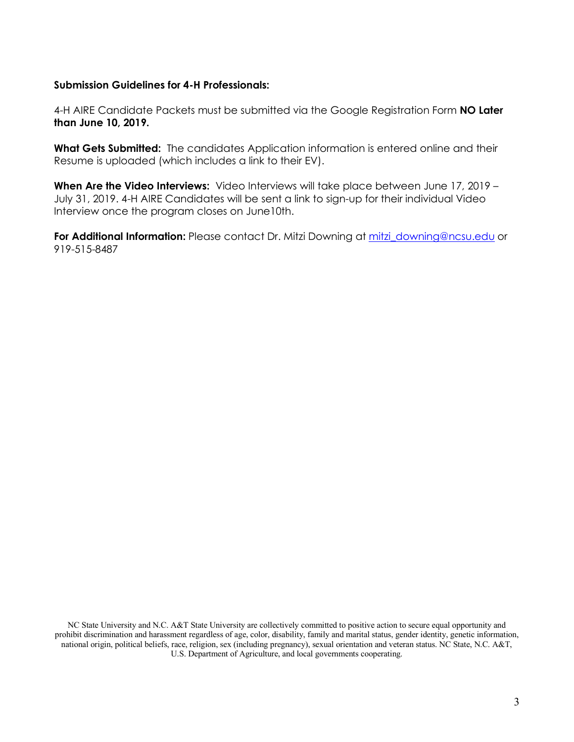**Submission Guidelines for 4-H Professionals:**

4-H AIRE Candidate Packets must be submitted via the Google Registration Form **NO Later than June 10, 2019.**

**What Gets Submitted:** The candidates Application information is entered online and their Resume is uploaded (which includes a link to their EV).

**When Are the Video Interviews:** Video Interviews will take place between June 17, 2019 – July 31, 2019. 4-H AIRE Candidates will be sent a link to sign-up for their individual Video Interview once the program closes on June10th.

**For Additional Information:** Please contact Dr. Mitzi Downing at mitzi_downing@ncsu.edu or 919-515-8487

NC State University and N.C. A&T State University are collectively committed to positive action to secure equal opportunity and prohibit discrimination and harassment regardless of age, color, disability, family and marital status, gender identity, genetic information, national origin, political beliefs, race, religion, sex (including pregnancy), sexual orientation and veteran status. NC State, N.C. A&T, U.S. Department of Agriculture, and local governments cooperating.